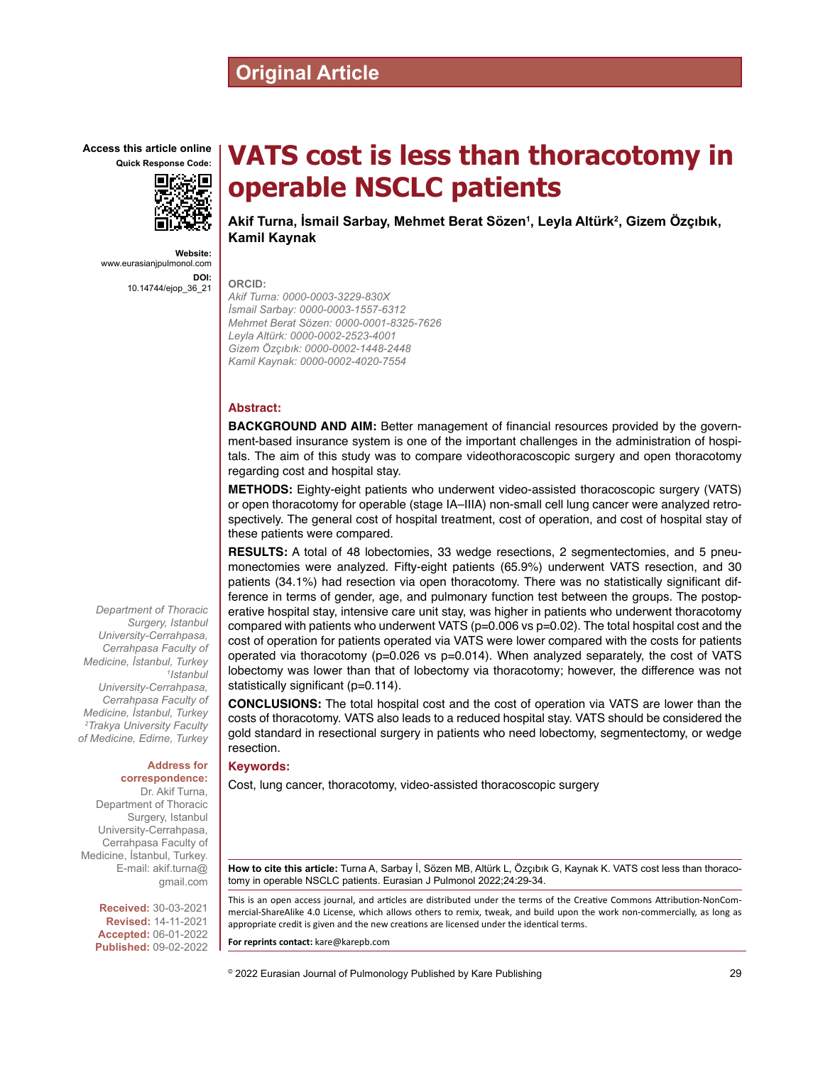Original Article

# VATS cost is less than thoracotomy in operable NSCLC patients

**Akif Turna, İsmail Sarbay, Mehmet Berat Sözen[1], Leyla Altürk[2], Gizem Özçıbık, Kamil Kaynak**

Access this article online

Quick Response Code:

Website: www.eurasianjpulmonol.com

DOI: 10.14744/ejop_36_21

**ORCID:**

*Akif Turna: 0000-0003-3229-830X*
*İsmail Sarbay: 0000-0003-1557-6312*
*Mehmet Berat Sözen: 0000-0001-8325-7626*
*Leyla Altürk: 0000-0002-2523-4001*
*Gizem Özçıbık: 0000-0002-1448-2448*
*Kamil Kaynak: 0000-0002-4020-7554*

*Department of Thoracic Surgery, Istanbul University-Cerrahpasa, Cerrahpasa Faculty of Medicine, İstanbul, Turkey*
*[1]Istanbul University-Cerrahpasa, Cerrahpasa Faculty of Medicine, İstanbul, Turkey*
*[2]Trakya University Faculty of Medicine, Edirne, Turkey*

**Address for correspondence:**
Dr. Akif Turna, Department of Thoracic Surgery, Istanbul University-Cerrahpasa, Cerrahpasa Faculty of Medicine, İstanbul, Turkey.
E-mail: akif.turna@gmail.com

**Received:** 30-03-2021
**Revised:** 14-11-2021
**Accepted:** 06-01-2022
**Published:** 09-02-2022

## Abstract:

**BACKGROUND AND AIM:** Better management of financial resources provided by the government-based insurance system is one of the important challenges in the administration of hospitals. The aim of this study was to compare videothoracoscopic surgery and open thoracotomy regarding cost and hospital stay.

**METHODS:** Eighty-eight patients who underwent video-assisted thoracoscopic surgery (VATS) or open thoracotomy for operable (stage IA–IIIA) non-small cell lung cancer were analyzed retrospectively. The general cost of hospital treatment, cost of operation, and cost of hospital stay of these patients were compared.

**RESULTS:** A total of 48 lobectomies, 33 wedge resections, 2 segmentectomies, and 5 pneumonectomies were analyzed. Fifty-eight patients (65.9%) underwent VATS resection, and 30 patients (34.1%) had resection via open thoracotomy. There was no statistically significant difference in terms of gender, age, and pulmonary function test between the groups. The postoperative hospital stay, intensive care unit stay, was higher in patients who underwent thoracotomy compared with patients who underwent VATS (p=0.006 vs p=0.02). The total hospital cost and the cost of operation for patients operated via VATS were lower compared with the costs for patients operated via thoracotomy (p=0.026 vs p=0.014). When analyzed separately, the cost of VATS lobectomy was lower than that of lobectomy via thoracotomy; however, the difference was not statistically significant (p=0.114).

**CONCLUSIONS:** The total hospital cost and the cost of operation via VATS are lower than the costs of thoracotomy. VATS also leads to a reduced hospital stay. VATS should be considered the gold standard in resectional surgery in patients who need lobectomy, segmentectomy, or wedge resection.

## Keywords:

Cost, lung cancer, thoracotomy, video-assisted thoracoscopic surgery

**How to cite this article:** Turna A, Sarbay İ, Sözen MB, Altürk L, Özçıbık G, Kaynak K. VATS cost less than thoracotomy in operable NSCLC patients. Eurasian J Pulmonol 2022;24:29-34.

This is an open access journal, and articles are distributed under the terms of the Creative Commons Attribution-NonCommercial-ShareAlike 4.0 License, which allows others to remix, tweak, and build upon the work non-commercially, as long as appropriate credit is given and the new creations are licensed under the identical terms.

**For reprints contact:** kare@karepb.com

© 2022 Eurasian Journal of Pulmonology Published by Kare Publishing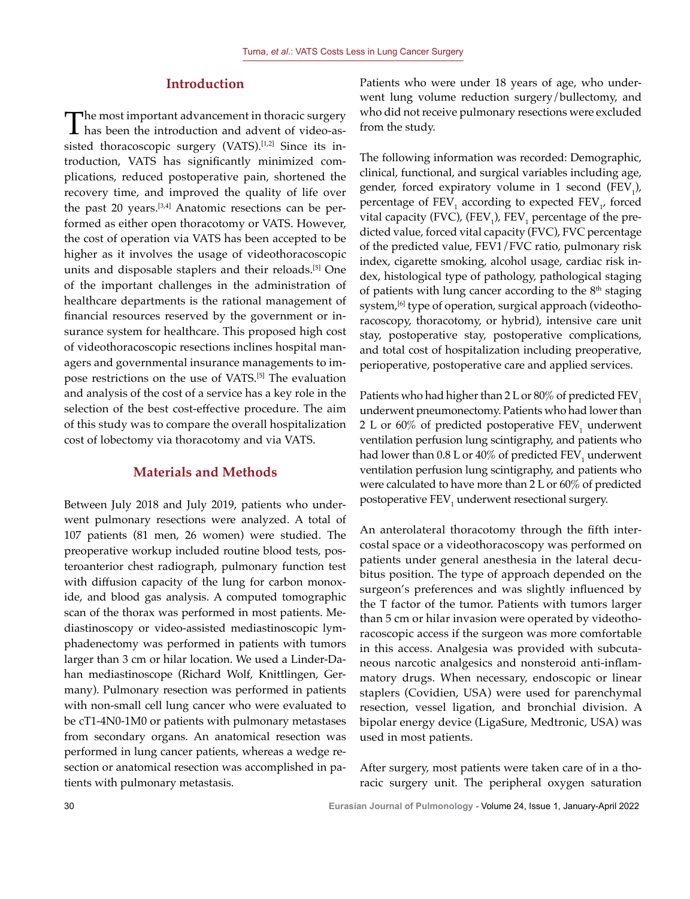## Introduction

The most important advancement in thoracic surgery has been the introduction and advent of video-assisted thoracoscopic surgery (VATS).[1,2] Since its introduction, VATS has significantly minimized complications, reduced postoperative pain, shortened the recovery time, and improved the quality of life over the past 20 years.[3,4] Anatomic resections can be performed as either open thoracotomy or VATS. However, the cost of operation via VATS has been accepted to be higher as it involves the usage of videothoracoscopic units and disposable staplers and their reloads.[5] One of the important challenges in the administration of healthcare departments is the rational management of financial resources reserved by the government or insurance system for healthcare. This proposed high cost of videothoracoscopic resections inclines hospital managers and governmental insurance managements to impose restrictions on the use of VATS.[5] The evaluation and analysis of the cost of a service has a key role in the selection of the best cost-effective procedure. The aim of this study was to compare the overall hospitalization cost of lobectomy via thoracotomy and via VATS.

## Materials and Methods

Between July 2018 and July 2019, patients who underwent pulmonary resections were analyzed. A total of 107 patients (81 men, 26 women) were studied. The preoperative workup included routine blood tests, posteroanterior chest radiograph, pulmonary function test with diffusion capacity of the lung for carbon monoxide, and blood gas analysis. A computed tomographic scan of the thorax was performed in most patients. Mediastinoscopy or video-assisted mediastinoscopic lymphadenectomy was performed in patients with tumors larger than 3 cm or hilar location. We used a Linder-Dahan mediastinoscope (Richard Wolf, Knittlingen, Germany). Pulmonary resection was performed in patients with non-small cell lung cancer who were evaluated to be cT1-4N0-1M0 or patients with pulmonary metastases from secondary organs. An anatomical resection was performed in lung cancer patients, whereas a wedge resection or anatomical resection was accomplished in patients with pulmonary metastasis.

Patients who were under 18 years of age, who underwent lung volume reduction surgery/bullectomy, and who did not receive pulmonary resections were excluded from the study.

The following information was recorded: Demographic, clinical, functional, and surgical variables including age, gender, forced expiratory volume in 1 second ($FEV_1$), percentage of $FEV_1$ according to expected $FEV_1$, forced vital capacity (FVC), ($FEV_1$), $FEV_1$ percentage of the predicted value, forced vital capacity (FVC), FVC percentage of the predicted value, FEV1/FVC ratio, pulmonary risk index, cigarette smoking, alcohol usage, cardiac risk index, histological type of pathology, pathological staging of patients with lung cancer according to the 8th staging system,[6] type of operation, surgical approach (videothoracoscopy, thoracotomy, or hybrid), intensive care unit stay, postoperative stay, postoperative complications, and total cost of hospitalization including preoperative, perioperative, postoperative care and applied services.

Patients who had higher than 2 L or 80% of predicted $FEV_1$ underwent pneumonectomy. Patients who had lower than 2 L or 60% of predicted postoperative $FEV_1$ underwent ventilation perfusion lung scintigraphy, and patients who had lower than 0.8 L or 40% of predicted $FEV_1$ underwent ventilation perfusion lung scintigraphy, and patients who were calculated to have more than 2 L or 60% of predicted postoperative $FEV_1$ underwent resectional surgery.

An anterolateral thoracotomy through the fifth intercostal space or a videothoracoscopy was performed on patients under general anesthesia in the lateral decubitus position. The type of approach depended on the surgeon's preferences and was slightly influenced by the T factor of the tumor. Patients with tumors larger than 5 cm or hilar invasion were operated by videothoracoscopic access if the surgeon was more comfortable in this access. Analgesia was provided with subcutaneous narcotic analgesics and nonsteroid anti-inflammatory drugs. When necessary, endoscopic or linear staplers (Covidien, USA) were used for parenchymal resection, vessel ligation, and bronchial division. A bipolar energy device (LigaSure, Medtronic, USA) was used in most patients.

After surgery, most patients were taken care of in a thoracic surgery unit. The peripheral oxygen saturation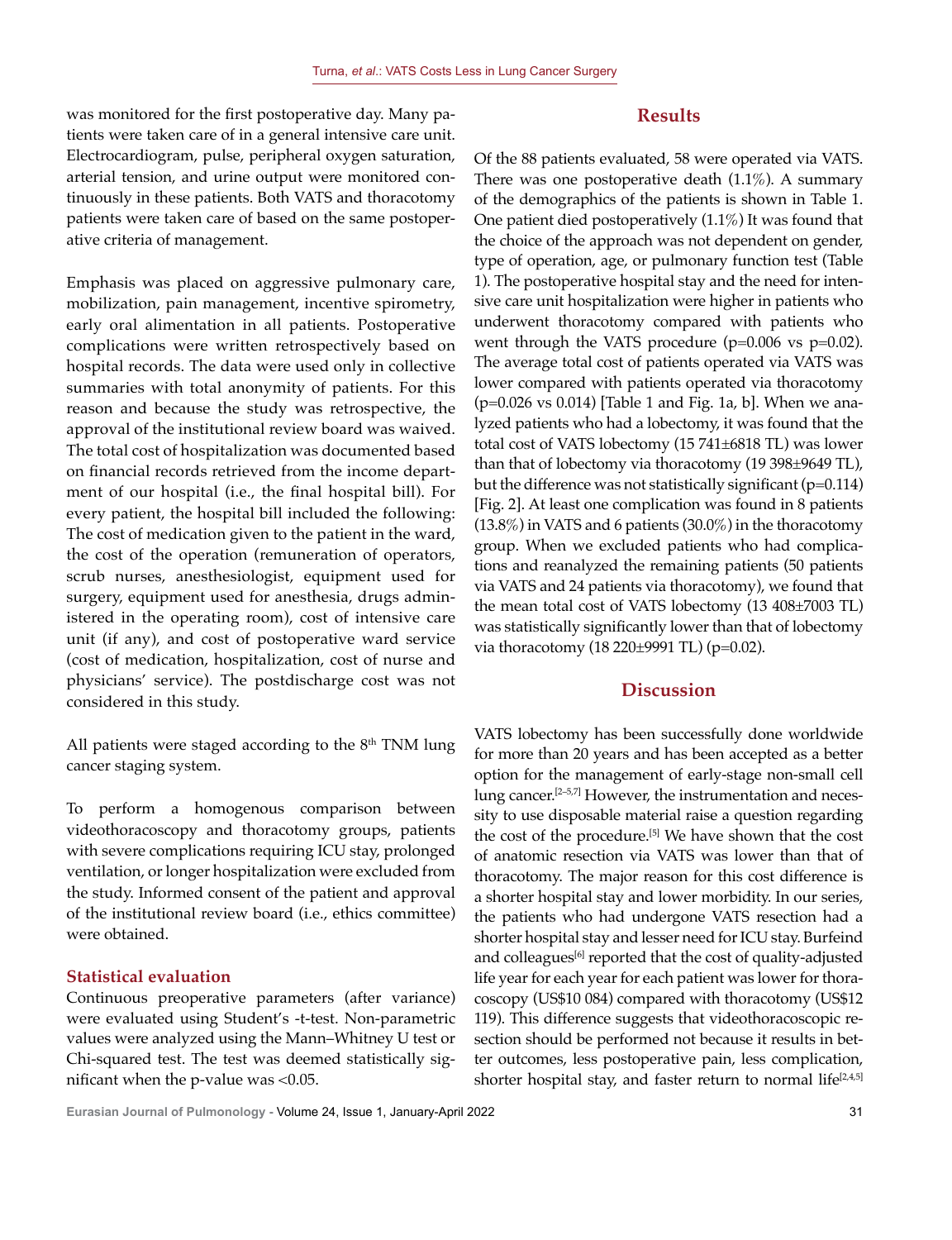was monitored for the first postoperative day. Many patients were taken care of in a general intensive care unit. Electrocardiogram, pulse, peripheral oxygen saturation, arterial tension, and urine output were monitored continuously in these patients. Both VATS and thoracotomy patients were taken care of based on the same postoperative criteria of management.

Emphasis was placed on aggressive pulmonary care, mobilization, pain management, incentive spirometry, early oral alimentation in all patients. Postoperative complications were written retrospectively based on hospital records. The data were used only in collective summaries with total anonymity of patients. For this reason and because the study was retrospective, the approval of the institutional review board was waived. The total cost of hospitalization was documented based on financial records retrieved from the income department of our hospital (i.e., the final hospital bill). For every patient, the hospital bill included the following: The cost of medication given to the patient in the ward, the cost of the operation (remuneration of operators, scrub nurses, anesthesiologist, equipment used for surgery, equipment used for anesthesia, drugs administered in the operating room), cost of intensive care unit (if any), and cost of postoperative ward service (cost of medication, hospitalization, cost of nurse and physicians' service). The postdischarge cost was not considered in this study.

All patients were staged according to the 8th TNM lung cancer staging system.

To perform a homogenous comparison between videothoracoscopy and thoracotomy groups, patients with severe complications requiring ICU stay, prolonged ventilation, or longer hospitalization were excluded from the study. Informed consent of the patient and approval of the institutional review board (i.e., ethics committee) were obtained.

### Statistical evaluation

Continuous preoperative parameters (after variance) were evaluated using Student's -t-test. Non-parametric values were analyzed using the Mann–Whitney U test or Chi-squared test. The test was deemed statistically significant when the p-value was <0.05.

## Results

Of the 88 patients evaluated, 58 were operated via VATS. There was one postoperative death (1.1%). A summary of the demographics of the patients is shown in Table 1. One patient died postoperatively (1.1%) It was found that the choice of the approach was not dependent on gender, type of operation, age, or pulmonary function test (Table 1). The postoperative hospital stay and the need for intensive care unit hospitalization were higher in patients who underwent thoracotomy compared with patients who went through the VATS procedure (p=0.006 vs p=0.02). The average total cost of patients operated via VATS was lower compared with patients operated via thoracotomy (p=0.026 vs 0.014) [Table 1 and Fig. 1a, b]. When we analyzed patients who had a lobectomy, it was found that the total cost of VATS lobectomy (15 741±6818 TL) was lower than that of lobectomy via thoracotomy (19 398±9649 TL), but the difference was not statistically significant (p=0.114) [Fig. 2]. At least one complication was found in 8 patients (13.8%) in VATS and 6 patients (30.0%) in the thoracotomy group. When we excluded patients who had complications and reanalyzed the remaining patients (50 patients via VATS and 24 patients via thoracotomy), we found that the mean total cost of VATS lobectomy (13 408±7003 TL) was statistically significantly lower than that of lobectomy via thoracotomy (18 220±9991 TL) (p=0.02).

## Discussion

VATS lobectomy has been successfully done worldwide for more than 20 years and has been accepted as a better option for the management of early-stage non-small cell lung cancer.[2–5,7] However, the instrumentation and necessity to use disposable material raise a question regarding the cost of the procedure.[5] We have shown that the cost of anatomic resection via VATS was lower than that of thoracotomy. The major reason for this cost difference is a shorter hospital stay and lower morbidity. In our series, the patients who had undergone VATS resection had a shorter hospital stay and lesser need for ICU stay. Burfeind and colleagues[6] reported that the cost of quality-adjusted life year for each year for each patient was lower for thoracoscopy (US$10 084) compared with thoracotomy (US$12 119). This difference suggests that videothoracoscopic resection should be performed not because it results in better outcomes, less postoperative pain, less complication, shorter hospital stay, and faster return to normal life[2,4,5]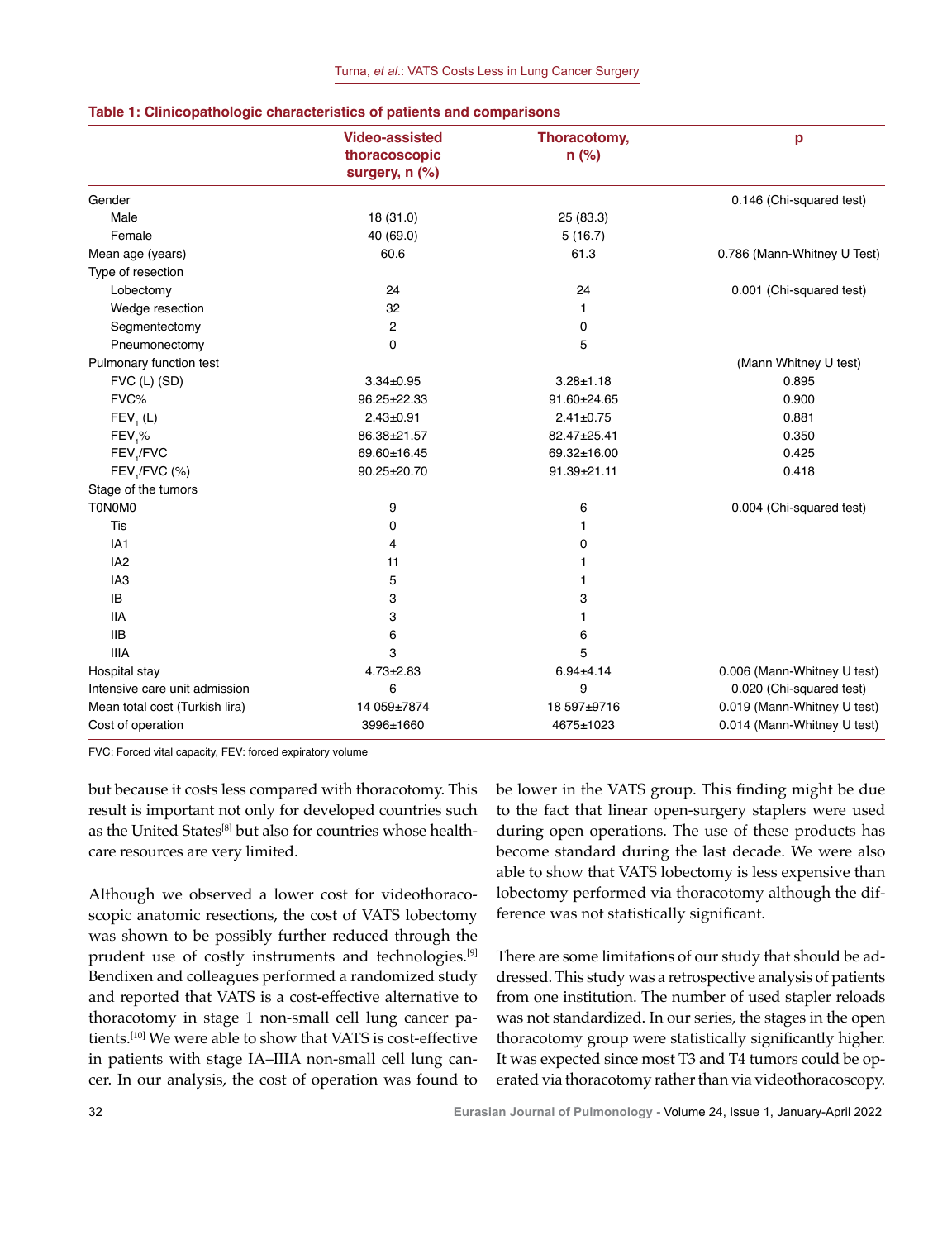**Table 1: Clinicopathologic characteristics of patients and comparisons**

| | Video-assisted thoracoscopic surgery, n (%) | Thoracotomy, n (%) | p |
|---|---|---|---|
| Gender | | | 0.146 (Chi-squared test) |
| Male | 18 (31.0) | 25 (83.3) | |
| Female | 40 (69.0) | 5 (16.7) | |
| Mean age (years) | 60.6 | 61.3 | 0.786 (Mann-Whitney U Test) |
| Type of resection | | | |
| Lobectomy | 24 | 24 | 0.001 (Chi-squared test) |
| Wedge resection | 32 | 1 | |
| Segmentectomy | 2 | 0 | |
| Pneumonectomy | 0 | 5 | |
| Pulmonary function test | | | (Mann Whitney U test) |
| FVC (L) (SD) | 3.34±0.95 | 3.28±1.18 | 0.895 |
| FVC% | 96.25±22.33 | 91.60±24.65 | 0.900 |
| $FEV_1$ (L) | 2.43±0.91 | 2.41±0.75 | 0.881 |
| $FEV_1$% | 86.38±21.57 | 82.47±25.41 | 0.350 |
| $FEV_1$/FVC | 69.60±16.45 | 69.32±16.00 | 0.425 |
| $FEV_1$/FVC (%) | 90.25±20.70 | 91.39±21.11 | 0.418 |
| Stage of the tumors | | | |
| T0N0M0 | 9 | 6 | 0.004 (Chi-squared test) |
| Tis | 0 | 1 | |
| IA1 | 4 | 0 | |
| IA2 | 11 | 1 | |
| IA3 | 5 | 1 | |
| IB | 3 | 3 | |
| IIA | 3 | 1 | |
| IIB | 6 | 6 | |
| IIIA | 3 | 5 | |
| Hospital stay | 4.73±2.83 | 6.94±4.14 | 0.006 (Mann-Whitney U test) |
| Intensive care unit admission | 6 | 9 | 0.020 (Chi-squared test) |
| Mean total cost (Turkish lira) | 14 059±7874 | 18 597±9716 | 0.019 (Mann-Whitney U test) |
| Cost of operation | 3996±1660 | 4675±1023 | 0.014 (Mann-Whitney U test) |

FVC: Forced vital capacity, FEV: forced expiratory volume

but because it costs less compared with thoracotomy. This result is important not only for developed countries such as the United States[8] but also for countries whose healthcare resources are very limited.

Although we observed a lower cost for videothoracoscopic anatomic resections, the cost of VATS lobectomy was shown to be possibly further reduced through the prudent use of costly instruments and technologies.[9] Bendixen and colleagues performed a randomized study and reported that VATS is a cost-effective alternative to thoracotomy in stage 1 non-small cell lung cancer patients.[10] We were able to show that VATS is cost-effective in patients with stage IA–IIIA non-small cell lung cancer. In our analysis, the cost of operation was found to be lower in the VATS group. This finding might be due to the fact that linear open-surgery staplers were used during open operations. The use of these products has become standard during the last decade. We were also able to show that VATS lobectomy is less expensive than lobectomy performed via thoracotomy although the difference was not statistically significant.

There are some limitations of our study that should be addressed. This study was a retrospective analysis of patients from one institution. The number of used stapler reloads was not standardized. In our series, the stages in the open thoracotomy group were statistically significantly higher. It was expected since most T3 and T4 tumors could be operated via thoracotomy rather than via videothoracoscopy.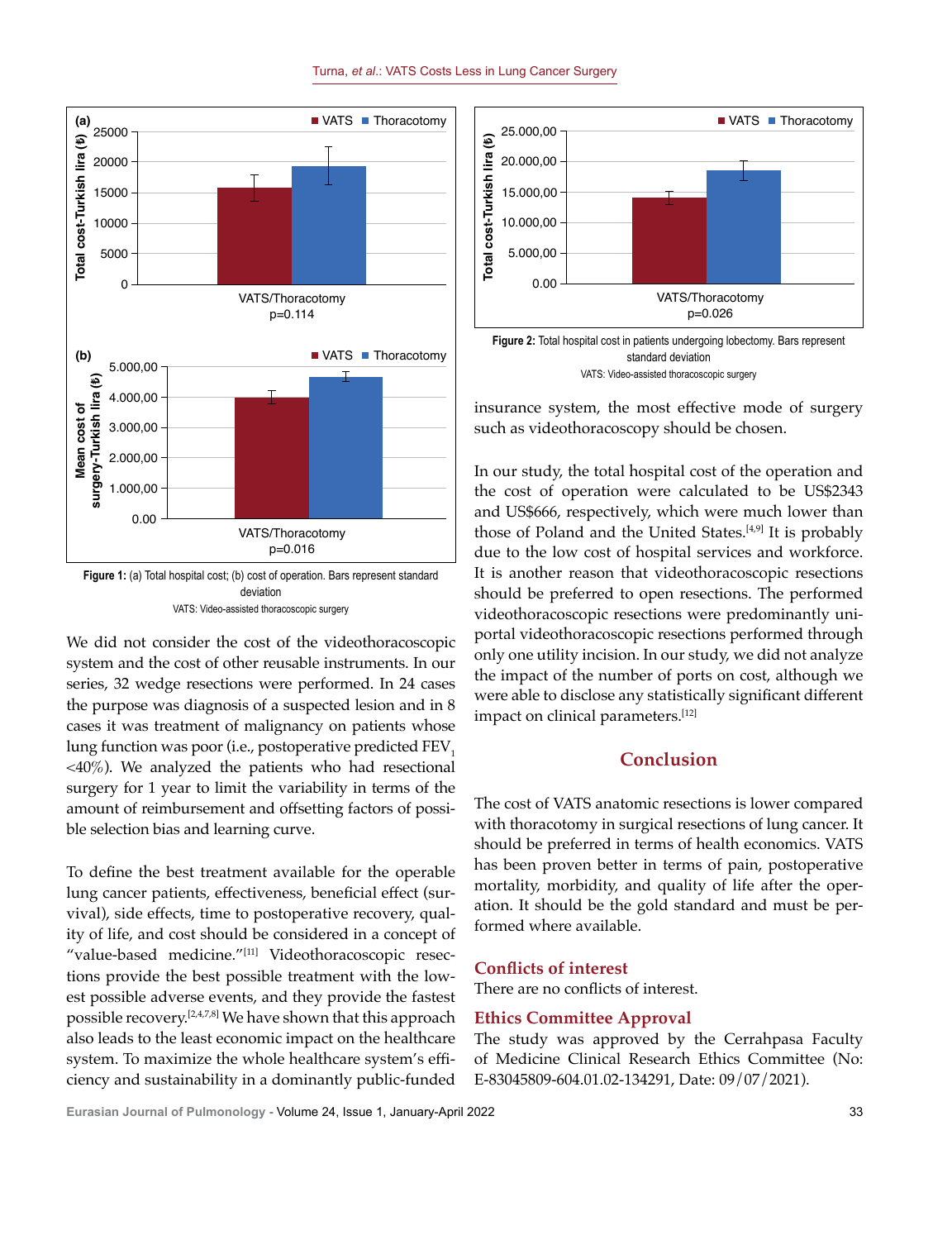Figure 1: (a) Total hospital cost; (b) cost of operation. Bars represent standard deviation

VATS: Video-assisted thoracoscopic surgery

We did not consider the cost of the videothoracoscopic system and the cost of other reusable instruments. In our series, 32 wedge resections were performed. In 24 cases the purpose was diagnosis of a suspected lesion and in 8 cases it was treatment of malignancy on patients whose lung function was poor (i.e., postoperative predicted $FEV_1$ <40%). We analyzed the patients who had resectional surgery for 1 year to limit the variability in terms of the amount of reimbursement and offsetting factors of possible selection bias and learning curve.

To define the best treatment available for the operable lung cancer patients, effectiveness, beneficial effect (survival), side effects, time to postoperative recovery, quality of life, and cost should be considered in a concept of "value-based medicine."[11] Videothoracoscopic resections provide the best possible treatment with the lowest possible adverse events, and they provide the fastest possible recovery.[2,4,7,8] We have shown that this approach also leads to the least economic impact on the healthcare system. To maximize the whole healthcare system's efficiency and sustainability in a dominantly public-funded insurance system, the most effective mode of surgery such as videothoracoscopy should be chosen.

Figure 2: Total hospital cost in patients undergoing lobectomy. Bars represent standard deviation

VATS: Video-assisted thoracoscopic surgery

In our study, the total hospital cost of the operation and the cost of operation were calculated to be US$2343 and US$666, respectively, which were much lower than those of Poland and the United States.[4,9] It is probably due to the low cost of hospital services and workforce. It is another reason that videothoracoscopic resections should be preferred to open resections. The performed videothoracoscopic resections were predominantly uniportal videothoracoscopic resections performed through only one utility incision. In our study, we did not analyze the impact of the number of ports on cost, although we were able to disclose any statistically significant different impact on clinical parameters.[12]

## Conclusion

The cost of VATS anatomic resections is lower compared with thoracotomy in surgical resections of lung cancer. It should be preferred in terms of health economics. VATS has been proven better in terms of pain, postoperative mortality, morbidity, and quality of life after the operation. It should be the gold standard and must be performed where available.

### Conflicts of interest

There are no conflicts of interest.

### Ethics Committee Approval

The study was approved by the Cerrahpasa Faculty of Medicine Clinical Research Ethics Committee (No: E-83045809-604.01.02-134291, Date: 09/07/2021).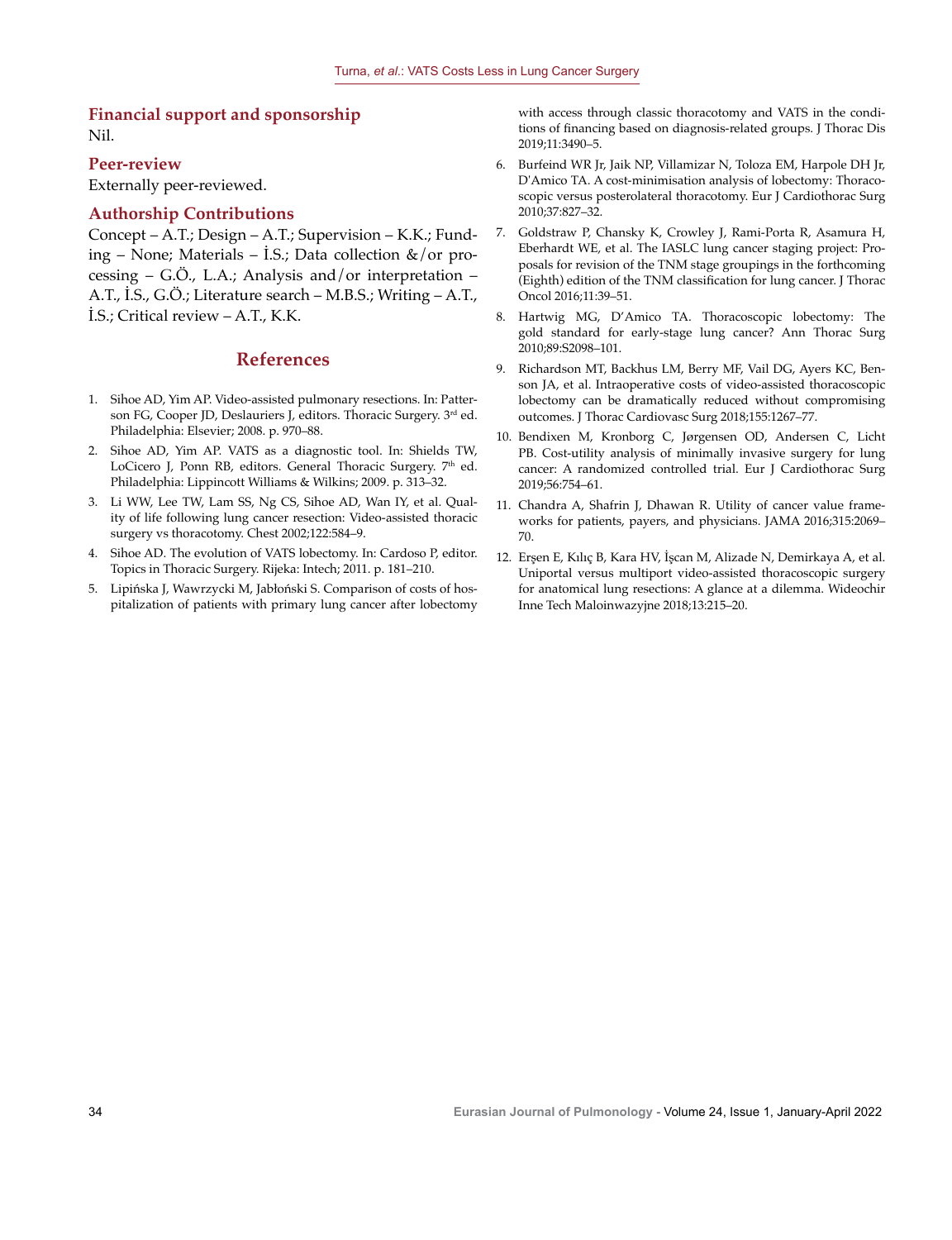## Financial support and sponsorship

Nil.

## Peer-review

Externally peer-reviewed.

## Authorship Contributions

Concept – A.T.; Design – A.T.; Supervision – K.K.; Funding – None; Materials – İ.S.; Data collection &/or processing – G.Ö., L.A.; Analysis and/or interpretation – A.T., İ.S., G.Ö.; Literature search – M.B.S.; Writing – A.T., İ.S.; Critical review – A.T., K.K.

## References

1. Sihoe AD, Yim AP. Video-assisted pulmonary resections. In: Patterson FG, Cooper JD, Deslauriers J, editors. Thoracic Surgery. 3rd ed. Philadelphia: Elsevier; 2008. p. 970–88.
2. Sihoe AD, Yim AP. VATS as a diagnostic tool. In: Shields TW, LoCicero J, Ponn RB, editors. General Thoracic Surgery. 7th ed. Philadelphia: Lippincott Williams & Wilkins; 2009. p. 313–32.
3. Li WW, Lee TW, Lam SS, Ng CS, Sihoe AD, Wan IY, et al. Quality of life following lung cancer resection: Video-assisted thoracic surgery vs thoracotomy. Chest 2002;122:584–9.
4. Sihoe AD. The evolution of VATS lobectomy. In: Cardoso P, editor. Topics in Thoracic Surgery. Rijeka: Intech; 2011. p. 181–210.
5. Lipińska J, Wawrzycki M, Jabłoński S. Comparison of costs of hospitalization of patients with primary lung cancer after lobectomy with access through classic thoracotomy and VATS in the conditions of financing based on diagnosis-related groups. J Thorac Dis 2019;11:3490–5.
6. Burfeind WR Jr, Jaik NP, Villamizar N, Toloza EM, Harpole DH Jr, D'Amico TA. A cost-minimisation analysis of lobectomy: Thoracoscopic versus posterolateral thoracotomy. Eur J Cardiothorac Surg 2010;37:827–32.
7. Goldstraw P, Chansky K, Crowley J, Rami-Porta R, Asamura H, Eberhardt WE, et al. The IASLC lung cancer staging project: Proposals for revision of the TNM stage groupings in the forthcoming (Eighth) edition of the TNM classification for lung cancer. J Thorac Oncol 2016;11:39–51.
8. Hartwig MG, D'Amico TA. Thoracoscopic lobectomy: The gold standard for early-stage lung cancer? Ann Thorac Surg 2010;89:S2098–101.
9. Richardson MT, Backhus LM, Berry MF, Vail DG, Ayers KC, Benson JA, et al. Intraoperative costs of video-assisted thoracoscopic lobectomy can be dramatically reduced without compromising outcomes. J Thorac Cardiovasc Surg 2018;155:1267–77.
10. Bendixen M, Kronborg C, Jørgensen OD, Andersen C, Licht PB. Cost-utility analysis of minimally invasive surgery for lung cancer: A randomized controlled trial. Eur J Cardiothorac Surg 2019;56:754–61.
11. Chandra A, Shafrin J, Dhawan R. Utility of cancer value frameworks for patients, payers, and physicians. JAMA 2016;315:2069–70.
12. Erşen E, Kılıç B, Kara HV, İşcan M, Alizade N, Demirkaya A, et al. Uniportal versus multiport video-assisted thoracoscopic surgery for anatomical lung resections: A glance at a dilemma. Wideochir Inne Tech Maloinwazyjne 2018;13:215–20.